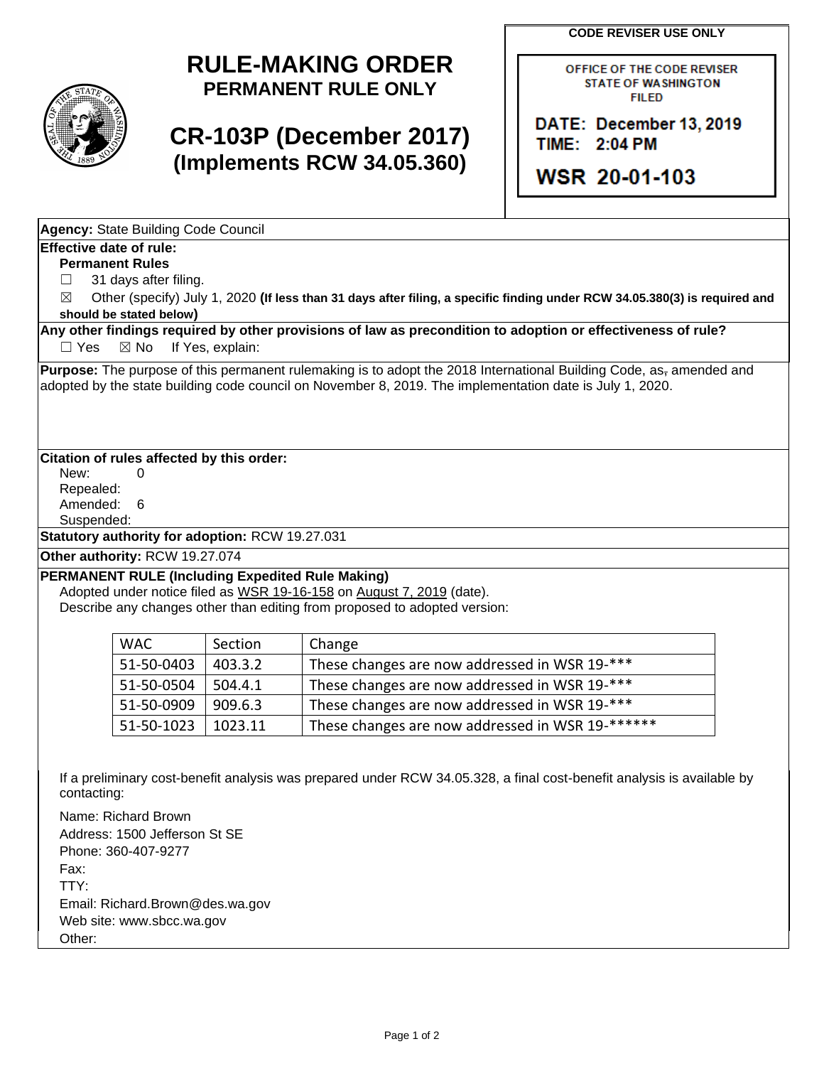# RULE-MAKING ORDER
**PERMANENT RULE ONLY**

# CR-103P (December 2017)
**(Implements RCW 34.05.360)**

**CODE REVISER USE ONLY**

OFFICE OF THE CODE REVISER
STATE OF WASHINGTON
FILED

DATE: December 13, 2019
TIME: 2:04 PM

WSR 20-01-103

**Agency:** State Building Code Council

**Effective date of rule:**
**Permanent Rules**
☐ 31 days after filing.
☒ Other (specify) July 1, 2020 **(If less than 31 days after filing, a specific finding under RCW 34.05.380(3) is required and should be stated below)**

**Any other findings required by other provisions of law as precondition to adoption or effectiveness of rule?**
☐ Yes ☒ No If Yes, explain:

**Purpose:** The purpose of this permanent rulemaking is to adopt the 2018 International Building Code, as~~,~~ amended and adopted by the state building code council on November 8, 2019. The implementation date is July 1, 2020.

**Citation of rules affected by this order:**
New: 0
Repealed:
Amended: 6
Suspended:

**Statutory authority for adoption:** RCW 19.27.031

**Other authority:** RCW 19.27.074

**PERMANENT RULE (Including Expedited Rule Making)**
Adopted under notice filed as WSR 19-16-158 on August 7, 2019 (date).
Describe any changes other than editing from proposed to adopted version:

| WAC | Section | Change |
|---|---|---|
| 51-50-0403 | 403.3.2 | These changes are now addressed in WSR 19-*** |
| 51-50-0504 | 504.4.1 | These changes are now addressed in WSR 19-*** |
| 51-50-0909 | 909.6.3 | These changes are now addressed in WSR 19-*** |
| 51-50-1023 | 1023.11 | These changes are now addressed in WSR 19-****** |

If a preliminary cost-benefit analysis was prepared under RCW 34.05.328, a final cost-benefit analysis is available by contacting:

Name: Richard Brown
Address: 1500 Jefferson St SE
Phone: 360-407-9277
Fax:
TTY:
Email: Richard.Brown@des.wa.gov
Web site: www.sbcc.wa.gov
Other: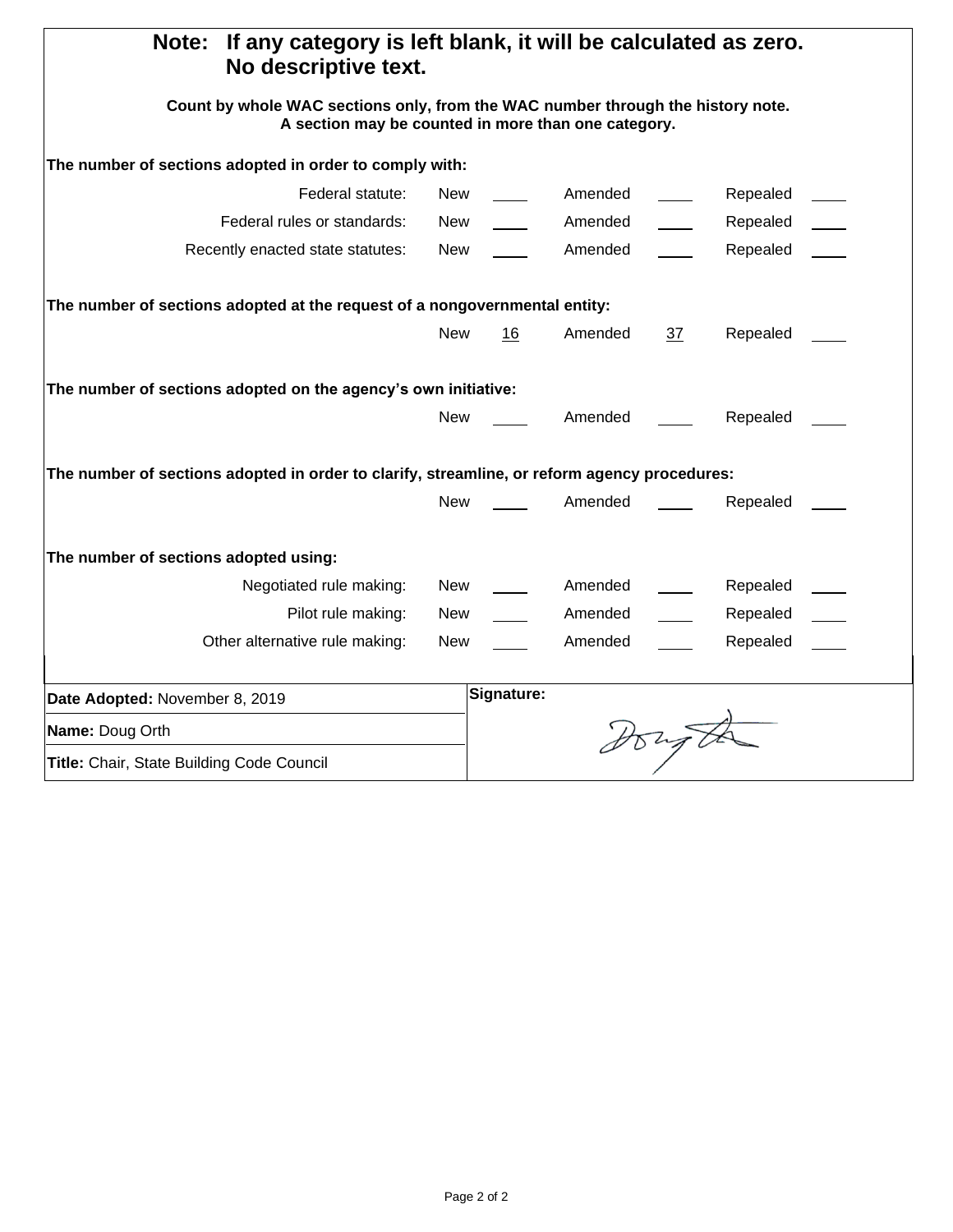**Note: If any category is left blank, it will be calculated as zero. No descriptive text.**

**Count by whole WAC sections only, from the WAC number through the history note. A section may be counted in more than one category.**

**The number of sections adopted in order to comply with:**

| | New | | Amended | | Repealed | |
|---|---|---|---|---|---|---|
| Federal statute: | New | ____ | Amended | ____ | Repealed | ____ |
| Federal rules or standards: | New | ____ | Amended | ____ | Repealed | ____ |
| Recently enacted state statutes: | New | ____ | Amended | ____ | Repealed | ____ |

**The number of sections adopted at the request of a nongovernmental entity:**

New 16 Amended 37 Repealed ____

**The number of sections adopted on the agency's own initiative:**

New ____ Amended ____ Repealed ____

**The number of sections adopted in order to clarify, streamline, or reform agency procedures:**

New ____ Amended ____ Repealed ____

**The number of sections adopted using:**

| | New | | Amended | | Repealed | |
|---|---|---|---|---|---|---|
| Negotiated rule making: | New | ____ | Amended | ____ | Repealed | ____ |
| Pilot rule making: | New | ____ | Amended | ____ | Repealed | ____ |
| Other alternative rule making: | New | ____ | Amended | ____ | Repealed | ____ |

| | |
|---|---|
| **Date Adopted:** November 8, 2019 | **Signature:** |
| **Name:** Doug Orth | |
| **Title:** Chair, State Building Code Council | |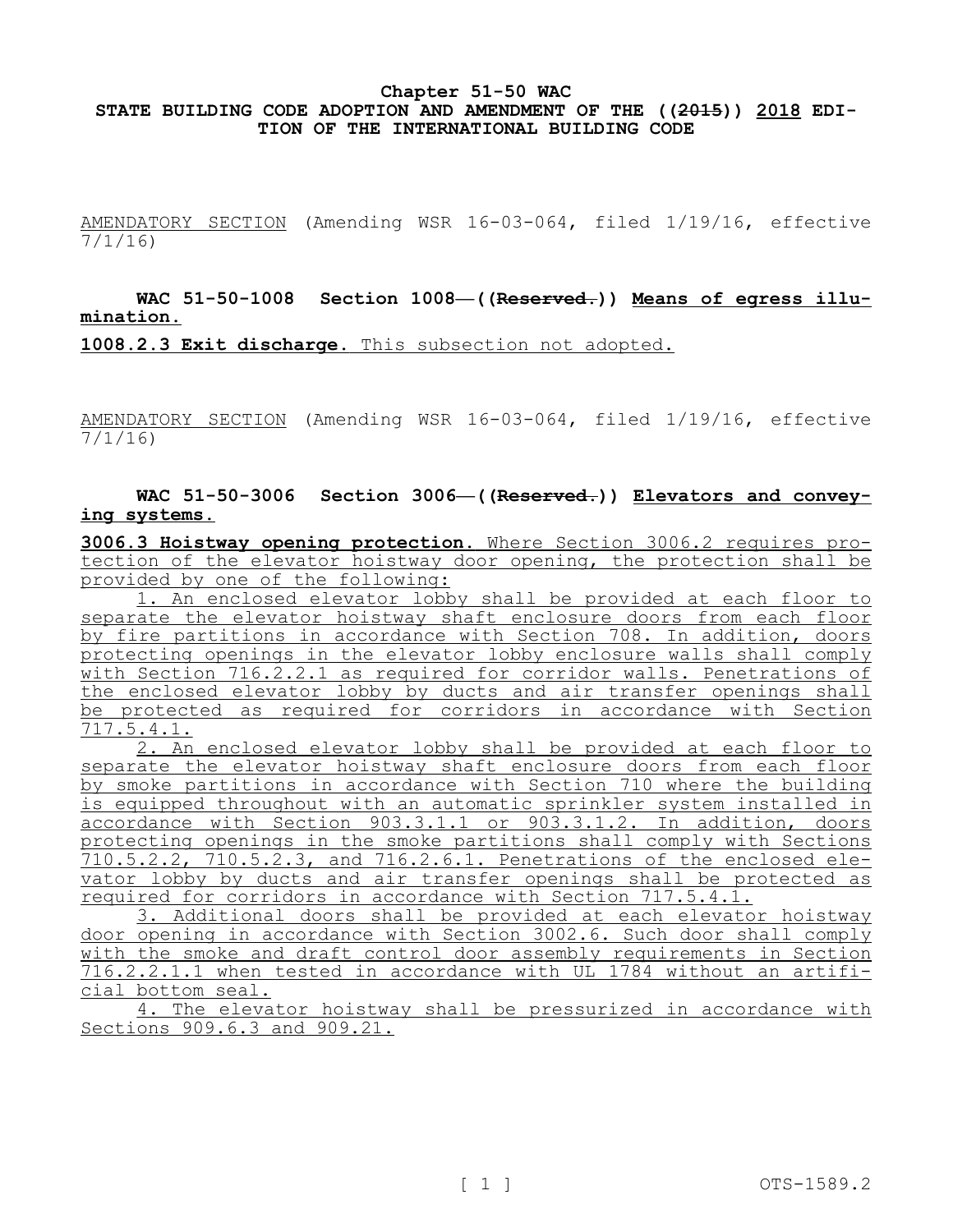# Chapter 51-50 WAC
## STATE BUILDING CODE ADOPTION AND AMENDMENT OF THE ((~~2015~~)) 2018 EDITION OF THE INTERNATIONAL BUILDING CODE

AMENDATORY SECTION (Amending WSR 16-03-064, filed 1/19/16, effective 7/1/16)

**WAC 51-50-1008 Section 1008—((~~Reserved.~~)) Means of egress illumination.**

**1008.2.3 Exit discharge.** This subsection not adopted.

AMENDATORY SECTION (Amending WSR 16-03-064, filed 1/19/16, effective 7/1/16)

**WAC 51-50-3006 Section 3006—((~~Reserved.~~)) Elevators and conveying systems.**

**3006.3 Hoistway opening protection.** Where Section 3006.2 requires protection of the elevator hoistway door opening, the protection shall be provided by one of the following:

1. An enclosed elevator lobby shall be provided at each floor to separate the elevator hoistway shaft enclosure doors from each floor by fire partitions in accordance with Section 708. In addition, doors protecting openings in the elevator lobby enclosure walls shall comply with Section 716.2.2.1 as required for corridor walls. Penetrations of the enclosed elevator lobby by ducts and air transfer openings shall be protected as required for corridors in accordance with Section 717.5.4.1.

2. An enclosed elevator lobby shall be provided at each floor to separate the elevator hoistway shaft enclosure doors from each floor by smoke partitions in accordance with Section 710 where the building is equipped throughout with an automatic sprinkler system installed in accordance with Section 903.3.1.1 or 903.3.1.2. In addition, doors protecting openings in the smoke partitions shall comply with Sections 710.5.2.2, 710.5.2.3, and 716.2.6.1. Penetrations of the enclosed elevator lobby by ducts and air transfer openings shall be protected as required for corridors in accordance with Section 717.5.4.1.

3. Additional doors shall be provided at each elevator hoistway door opening in accordance with Section 3002.6. Such door shall comply with the smoke and draft control door assembly requirements in Section 716.2.2.1.1 when tested in accordance with UL 1784 without an artificial bottom seal.

4. The elevator hoistway shall be pressurized in accordance with Sections 909.6.3 and 909.21.